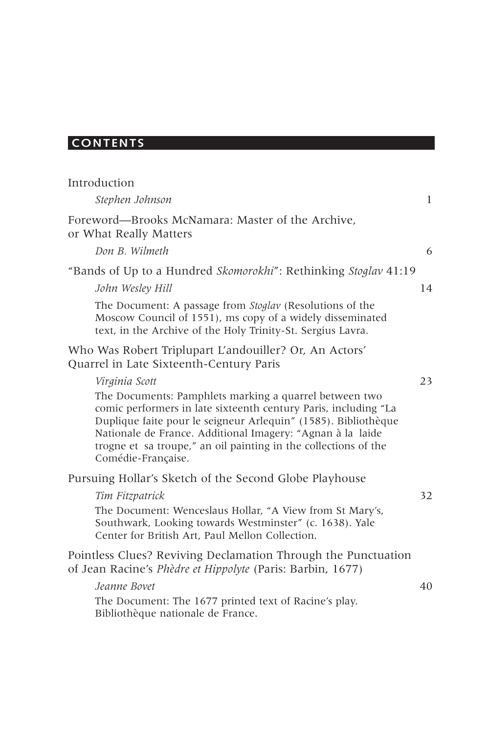# CONTENTS

Introduction

*Stephen Johnson* 1

Foreword—Brooks McNamara: Master of the Archive, or What Really Matters

*Don B. Wilmeth* 6

"Bands of Up to a Hundred *Skomorokhi*": Rethinking *Stoglav* 41:19

*John Wesley Hill* 14

The Document: A passage from *Stoglav* (Resolutions of the Moscow Council of 1551), ms copy of a widely disseminated text, in the Archive of the Holy Trinity-St. Sergius Lavra.

Who Was Robert Triplupart L'andouiller? Or, An Actors' Quarrel in Late Sixteenth-Century Paris

*Virginia Scott* 23

The Documents: Pamphlets marking a quarrel between two comic performers in late sixteenth century Paris, including "La Duplique faite pour le seigneur Arlequin" (1585). Bibliothèque Nationale de France. Additional Imagery: "Agnan à la laide trogne et sa troupe," an oil painting in the collections of the Comédie-Française.

Pursuing Hollar's Sketch of the Second Globe Playhouse

*Tim Fitzpatrick* 32

The Document: Wenceslaus Hollar, "A View from St Mary's, Southwark, Looking towards Westminster" (c. 1638). Yale Center for British Art, Paul Mellon Collection.

Pointless Clues? Reviving Declamation Through the Punctuation of Jean Racine's *Phèdre et Hippolyte* (Paris: Barbin, 1677)

*Jeanne Bovet* 40

The Document: The 1677 printed text of Racine's play. Bibliothèque nationale de France.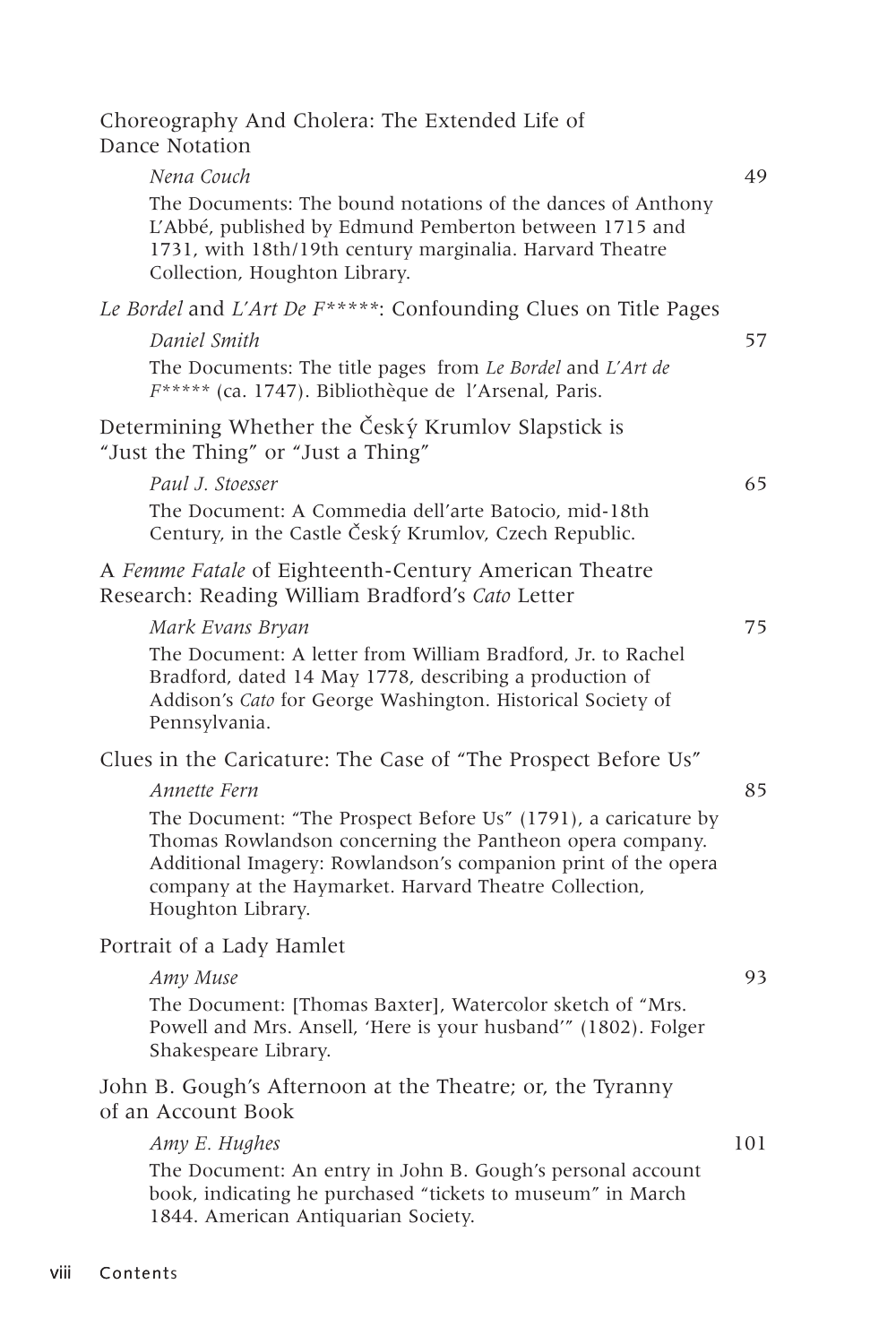Choreography And Cholera: The Extended Life of Dance Notation

*Nena Couch* 49

The Documents: The bound notations of the dances of Anthony L'Abbé, published by Edmund Pemberton between 1715 and 1731, with 18th/19th century marginalia. Harvard Theatre Collection, Houghton Library.

*Le Bordel* and *L'Art De F*****: Confounding Clues on Title Pages

*Daniel Smith* 57

The Documents: The title pages from *Le Bordel* and *L'Art de F****** (ca. 1747). Bibliothèque de l'Arsenal, Paris.

Determining Whether the Český Krumlov Slapstick is "Just the Thing" or "Just a Thing"

*Paul J. Stoesser* 65

The Document: A Commedia dell'arte Batocio, mid-18th Century, in the Castle Český Krumlov, Czech Republic.

A *Femme Fatale* of Eighteenth-Century American Theatre Research: Reading William Bradford's *Cato* Letter

*Mark Evans Bryan* 75

The Document: A letter from William Bradford, Jr. to Rachel Bradford, dated 14 May 1778, describing a production of Addison's *Cato* for George Washington. Historical Society of Pennsylvania.

Clues in the Caricature: The Case of "The Prospect Before Us"

*Annette Fern* 85

The Document: "The Prospect Before Us" (1791), a caricature by Thomas Rowlandson concerning the Pantheon opera company. Additional Imagery: Rowlandson's companion print of the opera company at the Haymarket. Harvard Theatre Collection, Houghton Library.

Portrait of a Lady Hamlet

*Amy Muse* 93

The Document: [Thomas Baxter], Watercolor sketch of "Mrs. Powell and Mrs. Ansell, 'Here is your husband'" (1802). Folger Shakespeare Library.

John B. Gough's Afternoon at the Theatre; or, the Tyranny of an Account Book

*Amy E. Hughes* 101

The Document: An entry in John B. Gough's personal account book, indicating he purchased "tickets to museum" in March 1844. American Antiquarian Society.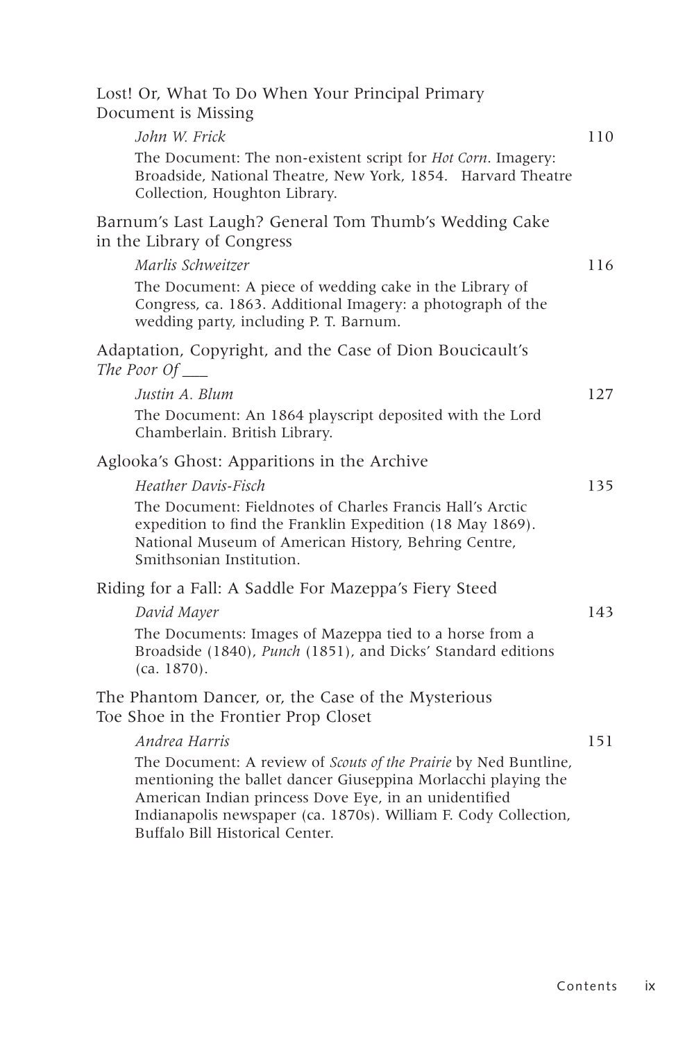Lost! Or, What To Do When Your Principal Primary Document is Missing

*John W. Frick* 110

The Document: The non-existent script for *Hot Corn*. Imagery: Broadside, National Theatre, New York, 1854. Harvard Theatre Collection, Houghton Library.

Barnum's Last Laugh? General Tom Thumb's Wedding Cake in the Library of Congress

*Marlis Schweitzer* 116

The Document: A piece of wedding cake in the Library of Congress, ca. 1863. Additional Imagery: a photograph of the wedding party, including P. T. Barnum.

Adaptation, Copyright, and the Case of Dion Boucicault's *The Poor Of ___*

*Justin A. Blum* 127

The Document: An 1864 playscript deposited with the Lord Chamberlain. British Library.

Aglooka's Ghost: Apparitions in the Archive

*Heather Davis-Fisch* 135

The Document: Fieldnotes of Charles Francis Hall's Arctic expedition to find the Franklin Expedition (18 May 1869). National Museum of American History, Behring Centre, Smithsonian Institution.

Riding for a Fall: A Saddle For Mazeppa's Fiery Steed

*David Mayer* 143

The Documents: Images of Mazeppa tied to a horse from a Broadside (1840), *Punch* (1851), and Dicks' Standard editions (ca. 1870).

The Phantom Dancer, or, the Case of the Mysterious Toe Shoe in the Frontier Prop Closet

*Andrea Harris* 151

The Document: A review of *Scouts of the Prairie* by Ned Buntline, mentioning the ballet dancer Giuseppina Morlacchi playing the American Indian princess Dove Eye, in an unidentified Indianapolis newspaper (ca. 1870s). William F. Cody Collection, Buffalo Bill Historical Center.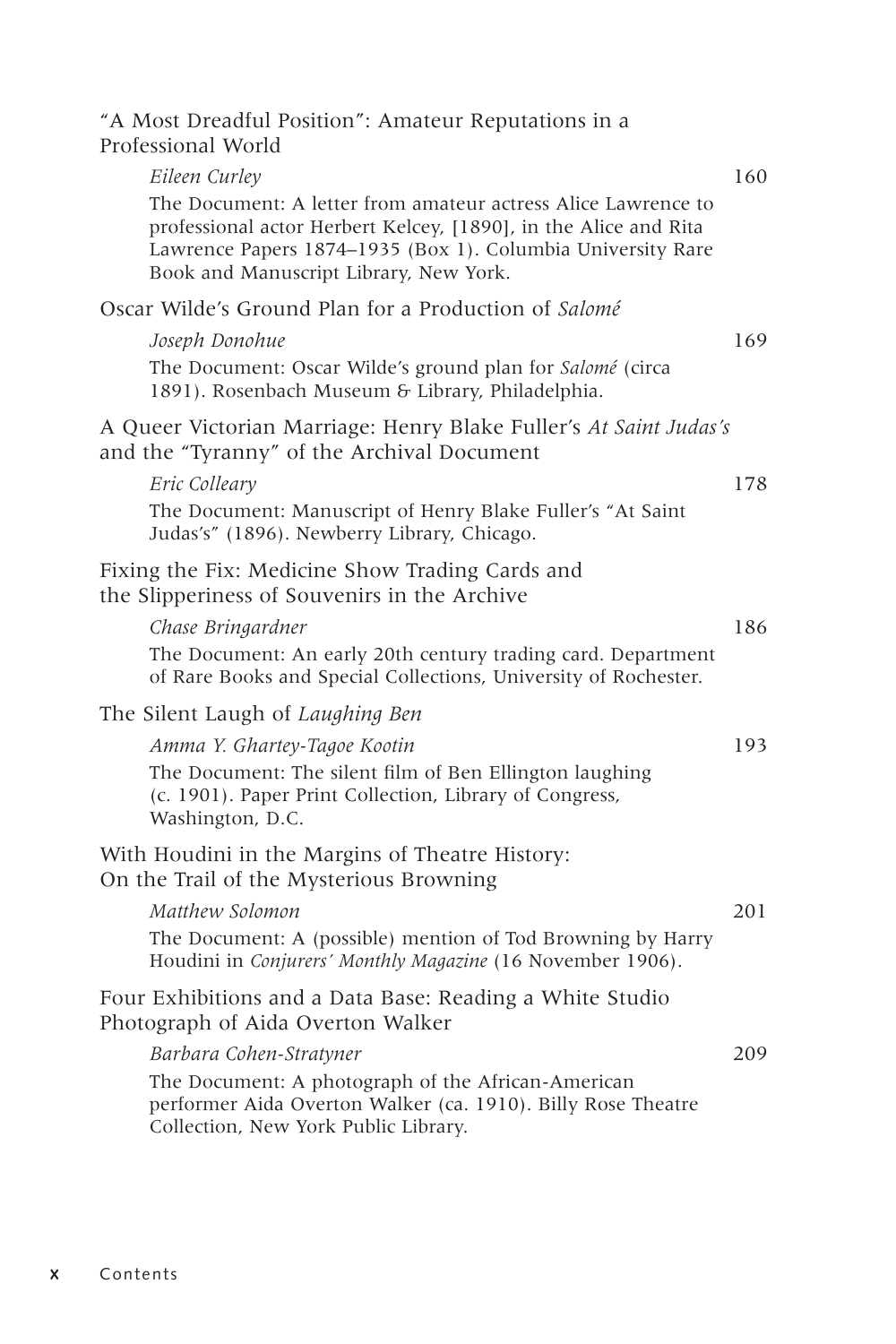"A Most Dreadful Position": Amateur Reputations in a Professional World

*Eileen Curley* 160

The Document: A letter from amateur actress Alice Lawrence to professional actor Herbert Kelcey, [1890], in the Alice and Rita Lawrence Papers 1874–1935 (Box 1). Columbia University Rare Book and Manuscript Library, New York.

Oscar Wilde's Ground Plan for a Production of *Salomé*

*Joseph Donohue* 169

The Document: Oscar Wilde's ground plan for *Salomé* (circa 1891). Rosenbach Museum & Library, Philadelphia.

A Queer Victorian Marriage: Henry Blake Fuller's *At Saint Judas's* and the "Tyranny" of the Archival Document

*Eric Colleary* 178

The Document: Manuscript of Henry Blake Fuller's "At Saint Judas's" (1896). Newberry Library, Chicago.

Fixing the Fix: Medicine Show Trading Cards and the Slipperiness of Souvenirs in the Archive

*Chase Bringardner* 186

The Document: An early 20th century trading card. Department of Rare Books and Special Collections, University of Rochester.

The Silent Laugh of *Laughing Ben*

*Amma Y. Ghartey-Tagoe Kootin* 193

The Document: The silent film of Ben Ellington laughing (c. 1901). Paper Print Collection, Library of Congress, Washington, D.C.

With Houdini in the Margins of Theatre History: On the Trail of the Mysterious Browning

*Matthew Solomon* 201

The Document: A (possible) mention of Tod Browning by Harry Houdini in *Conjurers' Monthly Magazine* (16 November 1906).

Four Exhibitions and a Data Base: Reading a White Studio Photograph of Aida Overton Walker

*Barbara Cohen-Stratyner* 209

The Document: A photograph of the African-American performer Aida Overton Walker (ca. 1910). Billy Rose Theatre Collection, New York Public Library.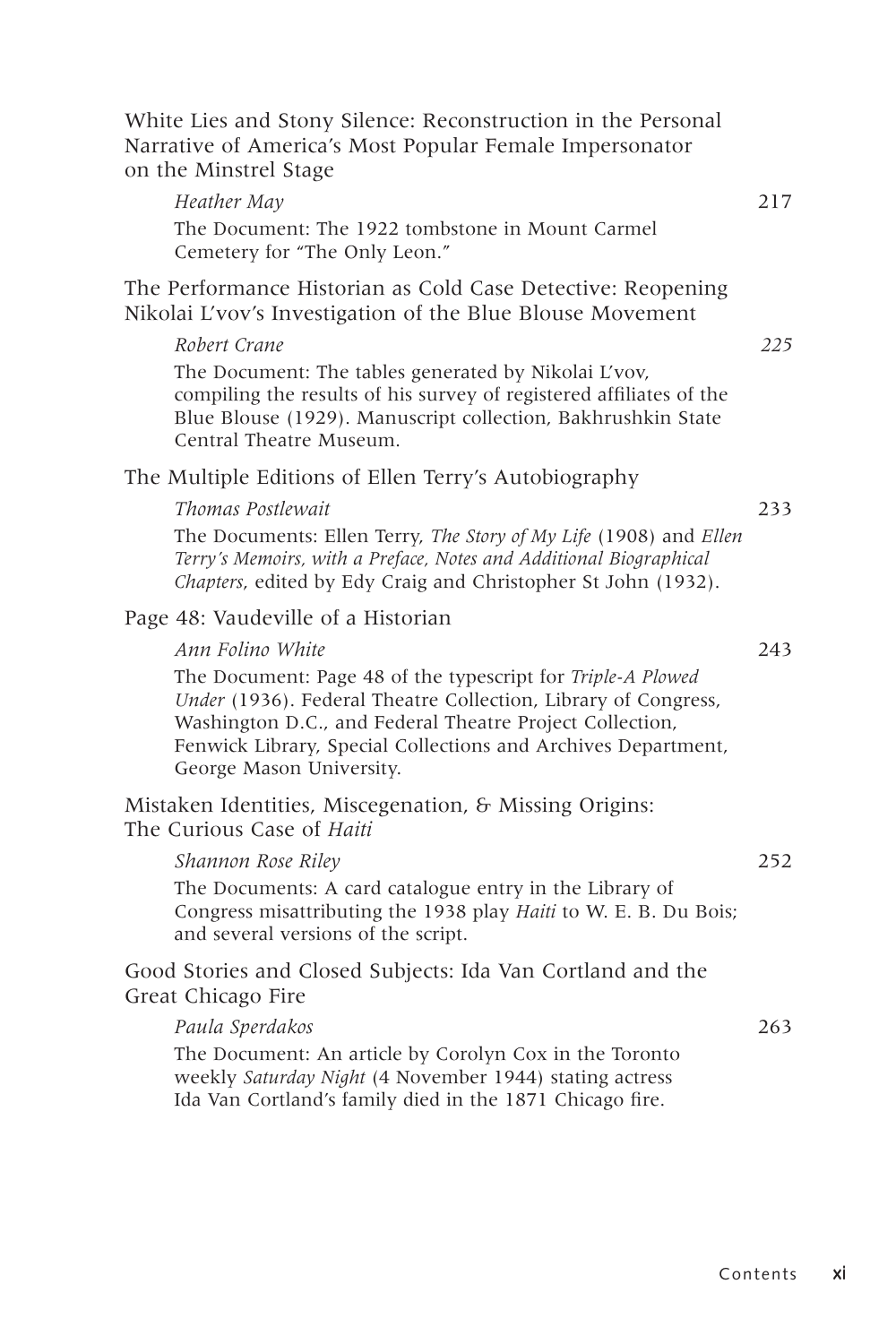White Lies and Stony Silence: Reconstruction in the Personal Narrative of America's Most Popular Female Impersonator on the Minstrel Stage

*Heather May* 217

The Document: The 1922 tombstone in Mount Carmel Cemetery for "The Only Leon."

The Performance Historian as Cold Case Detective: Reopening Nikolai L'vov's Investigation of the Blue Blouse Movement

*Robert Crane* 225

The Document: The tables generated by Nikolai L'vov, compiling the results of his survey of registered affiliates of the Blue Blouse (1929). Manuscript collection, Bakhrushkin State Central Theatre Museum.

The Multiple Editions of Ellen Terry's Autobiography

*Thomas Postlewait* 233

The Documents: Ellen Terry, *The Story of My Life* (1908) and *Ellen Terry's Memoirs, with a Preface, Notes and Additional Biographical Chapters*, edited by Edy Craig and Christopher St John (1932).

Page 48: Vaudeville of a Historian

*Ann Folino White* 243

The Document: Page 48 of the typescript for *Triple-A Plowed Under* (1936). Federal Theatre Collection, Library of Congress, Washington D.C., and Federal Theatre Project Collection, Fenwick Library, Special Collections and Archives Department, George Mason University.

Mistaken Identities, Miscegenation, & Missing Origins: The Curious Case of *Haiti*

*Shannon Rose Riley* 252

The Documents: A card catalogue entry in the Library of Congress misattributing the 1938 play *Haiti* to W. E. B. Du Bois; and several versions of the script.

Good Stories and Closed Subjects: Ida Van Cortland and the Great Chicago Fire

*Paula Sperdakos* 263

The Document: An article by Corolyn Cox in the Toronto weekly *Saturday Night* (4 November 1944) stating actress Ida Van Cortland's family died in the 1871 Chicago fire.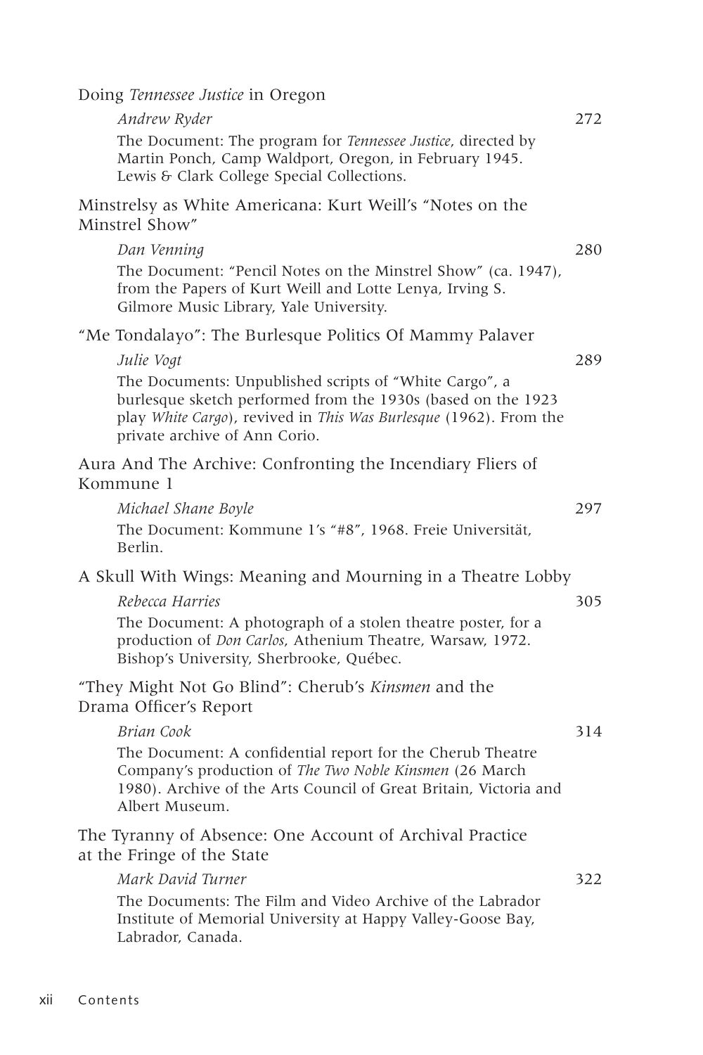Doing *Tennessee Justice* in Oregon

*Andrew Ryder* 272

The Document: The program for *Tennessee Justice*, directed by Martin Ponch, Camp Waldport, Oregon, in February 1945. Lewis & Clark College Special Collections.

Minstrelsy as White Americana: Kurt Weill's "Notes on the Minstrel Show"

*Dan Venning* 280

The Document: "Pencil Notes on the Minstrel Show" (ca. 1947), from the Papers of Kurt Weill and Lotte Lenya, Irving S. Gilmore Music Library, Yale University.

"Me Tondalayo": The Burlesque Politics Of Mammy Palaver

*Julie Vogt* 289

The Documents: Unpublished scripts of "White Cargo", a burlesque sketch performed from the 1930s (based on the 1923 play *White Cargo*), revived in *This Was Burlesque* (1962). From the private archive of Ann Corio.

Aura And The Archive: Confronting the Incendiary Fliers of Kommune 1

*Michael Shane Boyle* 297

The Document: Kommune 1's "#8", 1968. Freie Universität, Berlin.

A Skull With Wings: Meaning and Mourning in a Theatre Lobby

*Rebecca Harries* 305

The Document: A photograph of a stolen theatre poster, for a production of *Don Carlos*, Athenium Theatre, Warsaw, 1972. Bishop's University, Sherbrooke, Québec.

"They Might Not Go Blind": Cherub's *Kinsmen* and the Drama Officer's Report

*Brian Cook* 314

The Document: A confidential report for the Cherub Theatre Company's production of *The Two Noble Kinsmen* (26 March 1980). Archive of the Arts Council of Great Britain, Victoria and Albert Museum.

The Tyranny of Absence: One Account of Archival Practice at the Fringe of the State

*Mark David Turner* 322

The Documents: The Film and Video Archive of the Labrador Institute of Memorial University at Happy Valley-Goose Bay, Labrador, Canada.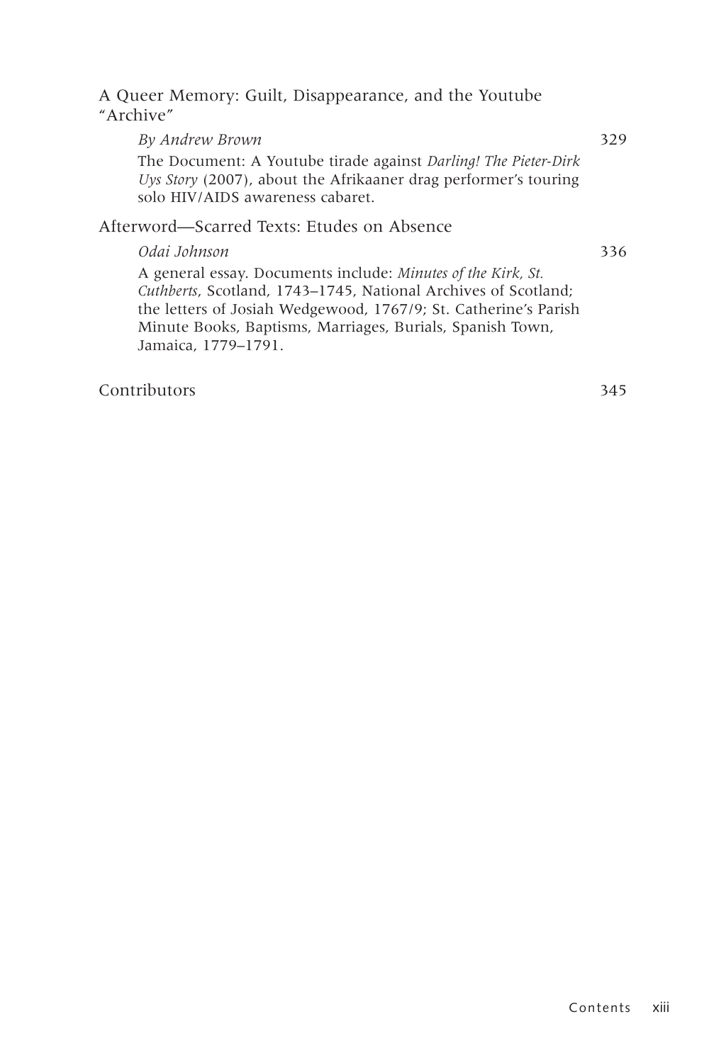A Queer Memory: Guilt, Disappearance, and the Youtube "Archive"

*By Andrew Brown* 329

The Document: A Youtube tirade against *Darling! The Pieter-Dirk Uys Story* (2007), about the Afrikaaner drag performer's touring solo HIV/AIDS awareness cabaret.

Afterword—Scarred Texts: Etudes on Absence

*Odai Johnson* 336

A general essay. Documents include: *Minutes of the Kirk, St. Cuthberts*, Scotland, 1743–1745, National Archives of Scotland; the letters of Josiah Wedgewood, 1767/9; St. Catherine's Parish Minute Books, Baptisms, Marriages, Burials, Spanish Town, Jamaica, 1779–1791.

Contributors 345